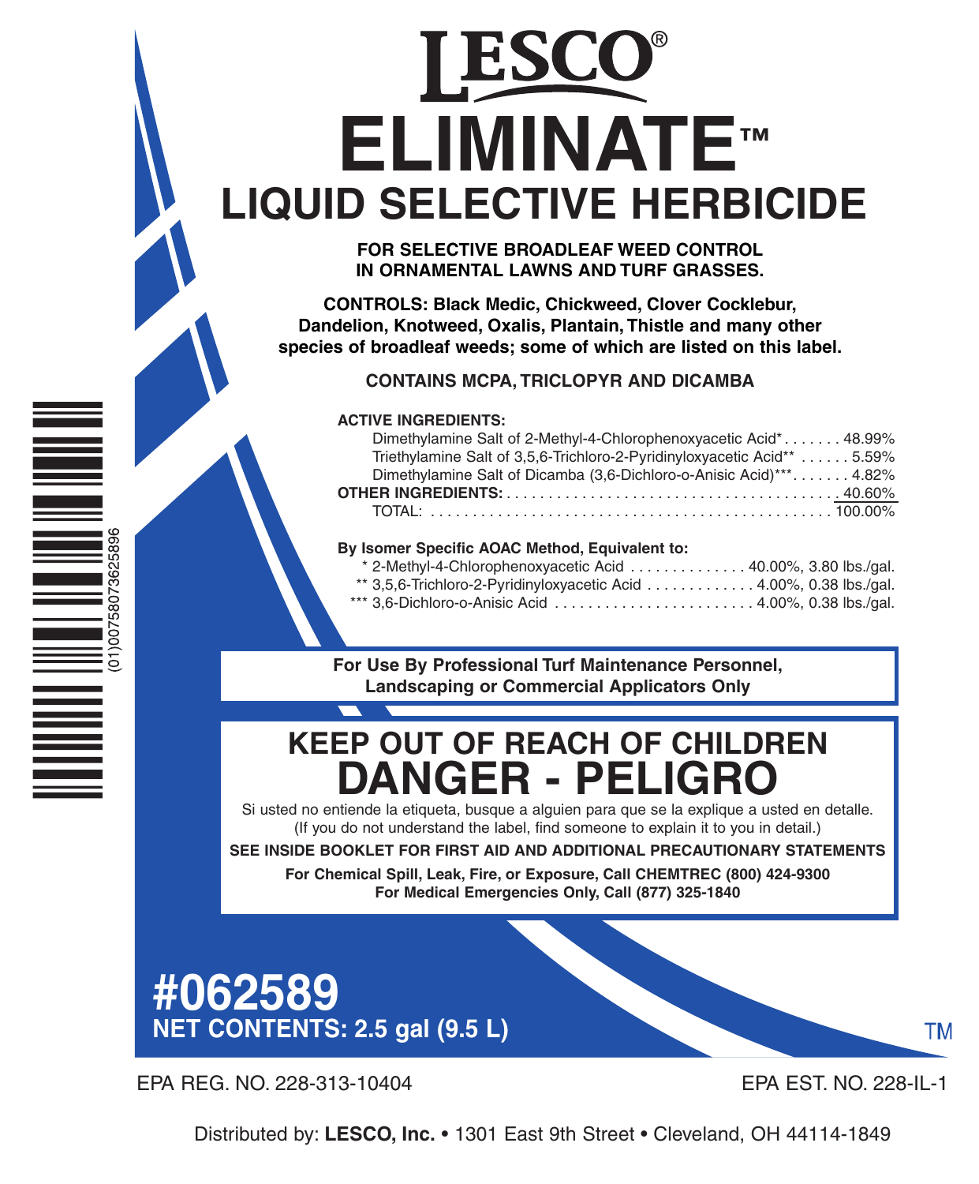# LESCO®

# ELIMINATE™

## LIQUID SELECTIVE HERBICIDE

**FOR SELECTIVE BROADLEAF WEED CONTROL IN ORNAMENTAL LAWNS AND TURF GRASSES.**

**CONTROLS: Black Medic, Chickweed, Clover Cocklebur, Dandelion, Knotweed, Oxalis, Plantain, Thistle and many other species of broadleaf weeds; some of which are listed on this label.**

**CONTAINS MCPA, TRICLOPYR AND DICAMBA**

**ACTIVE INGREDIENTS:**

| | |
|---|---|
| Dimethylamine Salt of 2-Methyl-4-Chlorophenoxyacetic Acid* | 48.99% |
| Triethylamine Salt of 3,5,6-Trichloro-2-Pyridinyloxyacetic Acid** | 5.59% |
| Dimethylamine Salt of Dicamba (3,6-Dichloro-o-Anisic Acid)*** | 4.82% |
| **OTHER INGREDIENTS:** | 40.60% |
| TOTAL: | 100.00% |

**By Isomer Specific AOAC Method, Equivalent to:**

| | |
|---|---|
| * 2-Methyl-4-Chlorophenoxyacetic Acid | 40.00%, 3.80 lbs./gal. |
| ** 3,5,6-Trichloro-2-Pyridinyloxyacetic Acid | 4.00%, 0.38 lbs./gal. |
| *** 3,6-Dichloro-o-Anisic Acid | 4.00%, 0.38 lbs./gal. |

**For Use By Professional Turf Maintenance Personnel, Landscaping or Commercial Applicators Only**

## KEEP OUT OF REACH OF CHILDREN

# DANGER - PELIGRO

Si usted no entiende la etiqueta, busque a alguien para que se la explique a usted en detalle. (If you do not understand the label, find someone to explain it to you in detail.)

**SEE INSIDE BOOKLET FOR FIRST AID AND ADDITIONAL PRECAUTIONARY STATEMENTS**

**For Chemical Spill, Leak, Fire, or Exposure, Call CHEMTREC (800) 424-9300**
**For Medical Emergencies Only, Call (877) 325-1840**

(01)00758073625896

# #062589

**NET CONTENTS: 2.5 gal (9.5 L)**

TM

EPA REG. NO. 228-313-10404

EPA EST. NO. 228-IL-1

Distributed by: **LESCO, Inc.** • 1301 East 9th Street • Cleveland, OH 44114-1849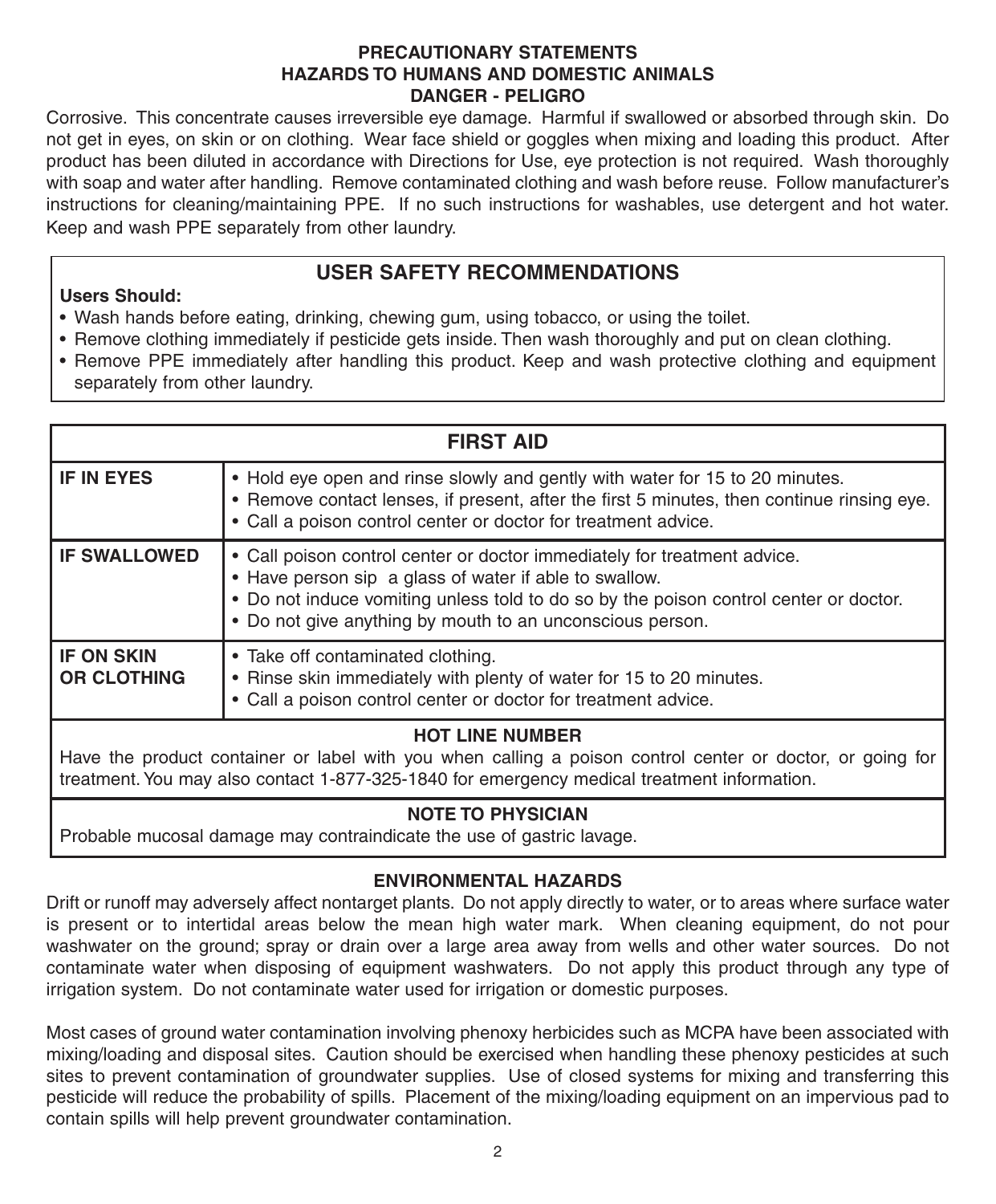## PRECAUTIONARY STATEMENTS
## HAZARDS TO HUMANS AND DOMESTIC ANIMALS
## DANGER - PELIGRO

Corrosive. This concentrate causes irreversible eye damage. Harmful if swallowed or absorbed through skin. Do not get in eyes, on skin or on clothing. Wear face shield or goggles when mixing and loading this product. After product has been diluted in accordance with Directions for Use, eye protection is not required. Wash thoroughly with soap and water after handling. Remove contaminated clothing and wash before reuse. Follow manufacturer's instructions for cleaning/maintaining PPE. If no such instructions for washables, use detergent and hot water. Keep and wash PPE separately from other laundry.

### USER SAFETY RECOMMENDATIONS

**Users Should:**

- Wash hands before eating, drinking, chewing gum, using tobacco, or using the toilet.
- Remove clothing immediately if pesticide gets inside. Then wash thoroughly and put on clean clothing.
- Remove PPE immediately after handling this product. Keep and wash protective clothing and equipment separately from other laundry.

### FIRST AID

| | |
|---|---|
| **IF IN EYES** | • Hold eye open and rinse slowly and gently with water for 15 to 20 minutes.<br>• Remove contact lenses, if present, after the first 5 minutes, then continue rinsing eye.<br>• Call a poison control center or doctor for treatment advice. |
| **IF SWALLOWED** | • Call poison control center or doctor immediately for treatment advice.<br>• Have person sip a glass of water if able to swallow.<br>• Do not induce vomiting unless told to do so by the poison control center or doctor.<br>• Do not give anything by mouth to an unconscious person. |
| **IF ON SKIN OR CLOTHING** | • Take off contaminated clothing.<br>• Rinse skin immediately with plenty of water for 15 to 20 minutes.<br>• Call a poison control center or doctor for treatment advice. |

**HOT LINE NUMBER**

Have the product container or label with you when calling a poison control center or doctor, or going for treatment. You may also contact 1-877-325-1840 for emergency medical treatment information.

**NOTE TO PHYSICIAN**

Probable mucosal damage may contraindicate the use of gastric lavage.

### ENVIRONMENTAL HAZARDS

Drift or runoff may adversely affect nontarget plants. Do not apply directly to water, or to areas where surface water is present or to intertidal areas below the mean high water mark. When cleaning equipment, do not pour washwater on the ground; spray or drain over a large area away from wells and other water sources. Do not contaminate water when disposing of equipment washwaters. Do not apply this product through any type of irrigation system. Do not contaminate water used for irrigation or domestic purposes.

Most cases of ground water contamination involving phenoxy herbicides such as MCPA have been associated with mixing/loading and disposal sites. Caution should be exercised when handling these phenoxy pesticides at such sites to prevent contamination of groundwater supplies. Use of closed systems for mixing and transferring this pesticide will reduce the probability of spills. Placement of the mixing/loading equipment on an impervious pad to contain spills will help prevent groundwater contamination.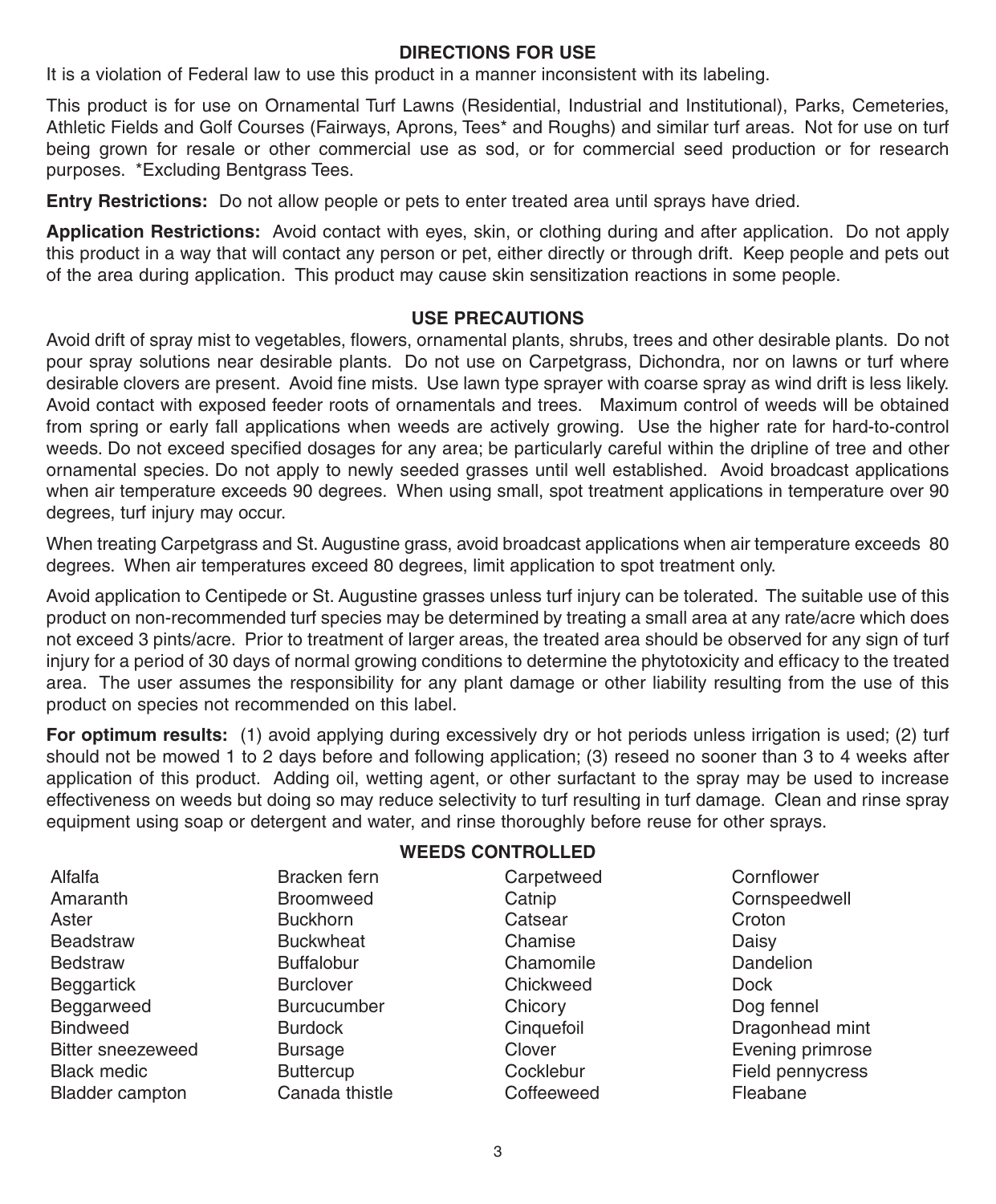## DIRECTIONS FOR USE

It is a violation of Federal law to use this product in a manner inconsistent with its labeling.

This product is for use on Ornamental Turf Lawns (Residential, Industrial and Institutional), Parks, Cemeteries, Athletic Fields and Golf Courses (Fairways, Aprons, Tees* and Roughs) and similar turf areas. Not for use on turf being grown for resale or other commercial use as sod, or for commercial seed production or for research purposes. *Excluding Bentgrass Tees.

**Entry Restrictions:** Do not allow people or pets to enter treated area until sprays have dried.

**Application Restrictions:** Avoid contact with eyes, skin, or clothing during and after application. Do not apply this product in a way that will contact any person or pet, either directly or through drift. Keep people and pets out of the area during application. This product may cause skin sensitization reactions in some people.

## USE PRECAUTIONS

Avoid drift of spray mist to vegetables, flowers, ornamental plants, shrubs, trees and other desirable plants. Do not pour spray solutions near desirable plants. Do not use on Carpetgrass, Dichondra, nor on lawns or turf where desirable clovers are present. Avoid fine mists. Use lawn type sprayer with coarse spray as wind drift is less likely. Avoid contact with exposed feeder roots of ornamentals and trees. Maximum control of weeds will be obtained from spring or early fall applications when weeds are actively growing. Use the higher rate for hard-to-control weeds. Do not exceed specified dosages for any area; be particularly careful within the dripline of tree and other ornamental species. Do not apply to newly seeded grasses until well established. Avoid broadcast applications when air temperature exceeds 90 degrees. When using small, spot treatment applications in temperature over 90 degrees, turf injury may occur.

When treating Carpetgrass and St. Augustine grass, avoid broadcast applications when air temperature exceeds 80 degrees. When air temperatures exceed 80 degrees, limit application to spot treatment only.

Avoid application to Centipede or St. Augustine grasses unless turf injury can be tolerated. The suitable use of this product on non-recommended turf species may be determined by treating a small area at any rate/acre which does not exceed 3 pints/acre. Prior to treatment of larger areas, the treated area should be observed for any sign of turf injury for a period of 30 days of normal growing conditions to determine the phytotoxicity and efficacy to the treated area. The user assumes the responsibility for any plant damage or other liability resulting from the use of this product on species not recommended on this label.

**For optimum results:** (1) avoid applying during excessively dry or hot periods unless irrigation is used; (2) turf should not be mowed 1 to 2 days before and following application; (3) reseed no sooner than 3 to 4 weeks after application of this product. Adding oil, wetting agent, or other surfactant to the spray may be used to increase effectiveness on weeds but doing so may reduce selectivity to turf resulting in turf damage. Clean and rinse spray equipment using soap or detergent and water, and rinse thoroughly before reuse for other sprays.

## WEEDS CONTROLLED

Alfalfa
Amaranth
Aster
Beadstraw
Bedstraw
Beggartick
Beggarweed
Bindweed
Bitter sneezeweed
Black medic
Bladder campton
Bracken fern
Broomweed
Buckhorn
Buckwheat
Buffalobur
Burclover
Burcucumber
Burdock
Bursage
Buttercup
Canada thistle
Carpetweed
Catnip
Catsear
Chamise
Chamomile
Chickweed
Chicory
Cinquefoil
Clover
Cocklebur
Coffeeweed
Cornflower
Cornspeedwell
Croton
Daisy
Dandelion
Dock
Dog fennel
Dragonhead mint
Evening primrose
Field pennycress
Fleabane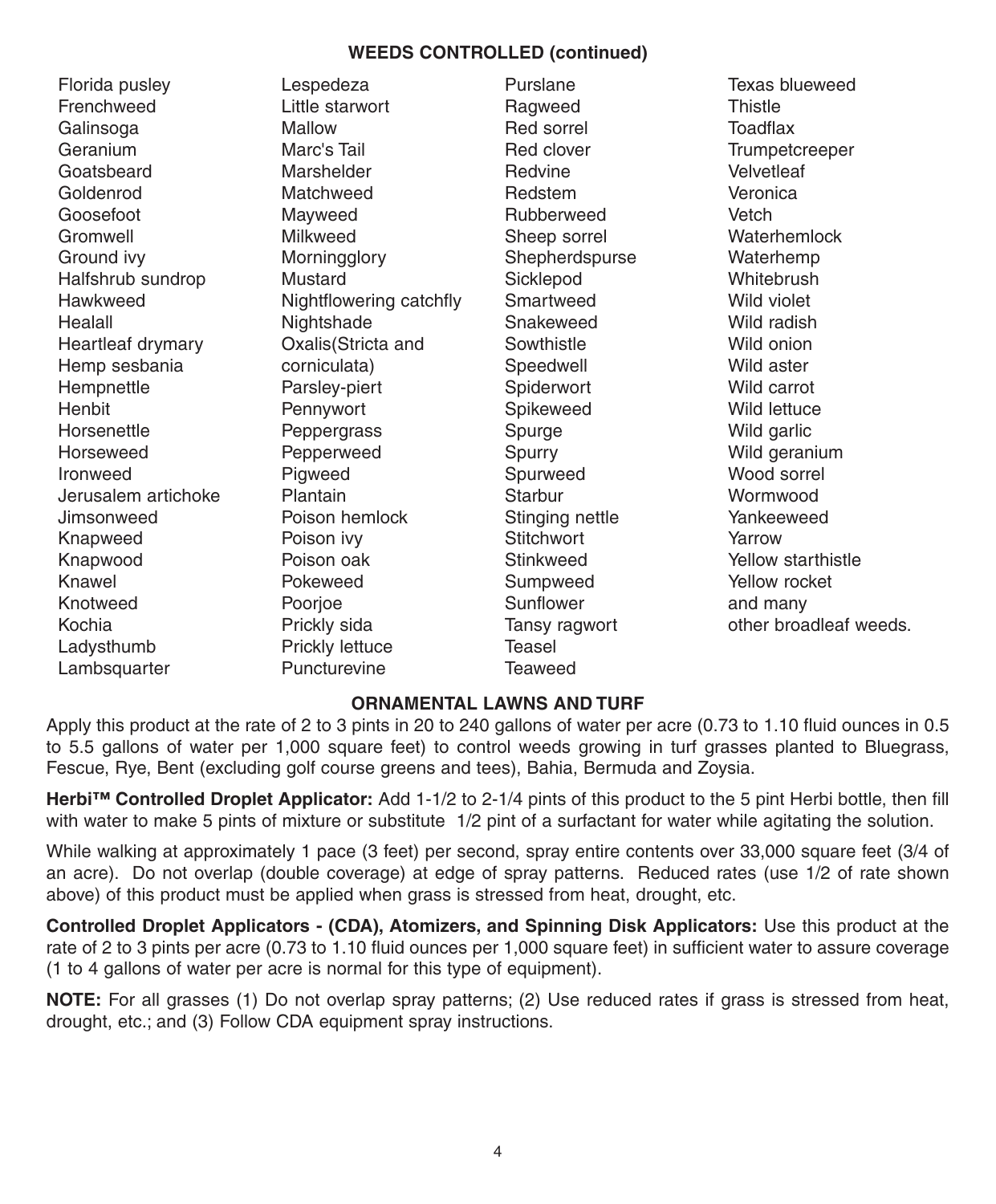### WEEDS CONTROLLED (continued)

Florida pusley
Frenchweed
Galinsoga
Geranium
Goatsbeard
Goldenrod
Goosefoot
Gromwell
Ground ivy
Halfshrub sundrop
Hawkweed
Healall
Heartleaf drymary
Hemp sesbania
Hempnettle
Henbit
Horsenettle
Horseweed
Ironweed
Jerusalem artichoke
Jimsonweed
Knapweed
Knapwood
Knawel
Knotweed
Kochia
Ladysthumb
Lambsquarter
Lespedeza
Little starwort
Mallow
Marc's Tail
Marshelder
Matchweed
Mayweed
Milkweed
Morningglory
Mustard
Nightflowering catchfly
Nightshade
Oxalis(Stricta and corniculata)
Parsley-piert
Pennywort
Peppergrass
Pepperweed
Pigweed
Plantain
Poison hemlock
Poison ivy
Poison oak
Pokeweed
Poorjoe
Prickly sida
Prickly lettuce
Puncturevine
Purslane
Ragweed
Red sorrel
Red clover
Redvine
Redstem
Rubberweed
Sheep sorrel
Shepherdspurse
Sicklepod
Smartweed
Snakeweed
Sowthistle
Speedwell
Spiderwort
Spikeweed
Spurge
Spurry
Spurweed
Starbur
Stinging nettle
Stitchwort
Stinkweed
Sumpweed
Sunflower
Tansy ragwort
Teasel
Teaweed
Texas blueweed
Thistle
Toadflax
Trumpetcreeper
Velvetleaf
Veronica
Vetch
Waterhemlock
Waterhemp
Whitebrush
Wild violet
Wild radish
Wild onion
Wild aster
Wild carrot
Wild lettuce
Wild garlic
Wild geranium
Wood sorrel
Wormwood
Yankeeweed
Yarrow
Yellow starthistle
Yellow rocket
and many other broadleaf weeds.

### ORNAMENTAL LAWNS AND TURF

Apply this product at the rate of 2 to 3 pints in 20 to 240 gallons of water per acre (0.73 to 1.10 fluid ounces in 0.5 to 5.5 gallons of water per 1,000 square feet) to control weeds growing in turf grasses planted to Bluegrass, Fescue, Rye, Bent (excluding golf course greens and tees), Bahia, Bermuda and Zoysia.

**Herbi™ Controlled Droplet Applicator:** Add 1-1/2 to 2-1/4 pints of this product to the 5 pint Herbi bottle, then fill with water to make 5 pints of mixture or substitute 1/2 pint of a surfactant for water while agitating the solution.

While walking at approximately 1 pace (3 feet) per second, spray entire contents over 33,000 square feet (3/4 of an acre). Do not overlap (double coverage) at edge of spray patterns. Reduced rates (use 1/2 of rate shown above) of this product must be applied when grass is stressed from heat, drought, etc.

**Controlled Droplet Applicators - (CDA), Atomizers, and Spinning Disk Applicators:** Use this product at the rate of 2 to 3 pints per acre (0.73 to 1.10 fluid ounces per 1,000 square feet) in sufficient water to assure coverage (1 to 4 gallons of water per acre is normal for this type of equipment).

**NOTE:** For all grasses (1) Do not overlap spray patterns; (2) Use reduced rates if grass is stressed from heat, drought, etc.; and (3) Follow CDA equipment spray instructions.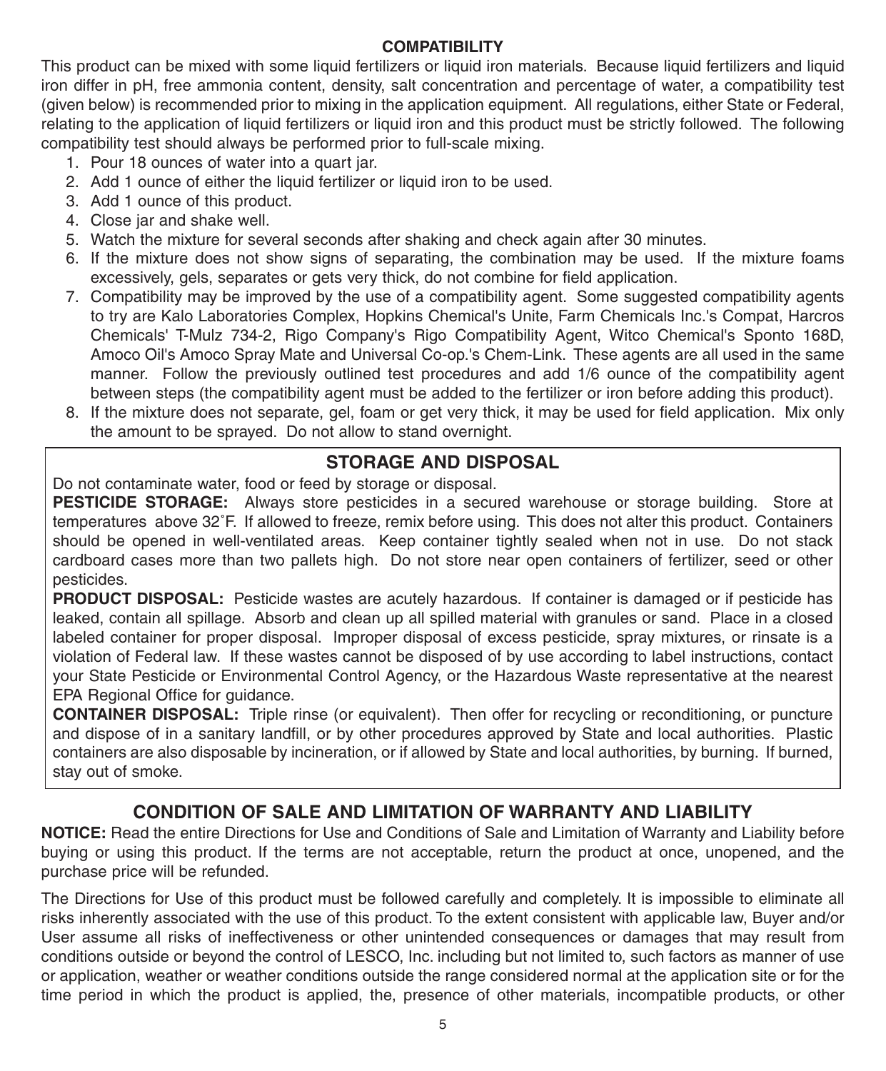## COMPATIBILITY

This product can be mixed with some liquid fertilizers or liquid iron materials. Because liquid fertilizers and liquid iron differ in pH, free ammonia content, density, salt concentration and percentage of water, a compatibility test (given below) is recommended prior to mixing in the application equipment. All regulations, either State or Federal, relating to the application of liquid fertilizers or liquid iron and this product must be strictly followed. The following compatibility test should always be performed prior to full-scale mixing.

1. Pour 18 ounces of water into a quart jar.
2. Add 1 ounce of either the liquid fertilizer or liquid iron to be used.
3. Add 1 ounce of this product.
4. Close jar and shake well.
5. Watch the mixture for several seconds after shaking and check again after 30 minutes.
6. If the mixture does not show signs of separating, the combination may be used. If the mixture foams excessively, gels, separates or gets very thick, do not combine for field application.
7. Compatibility may be improved by the use of a compatibility agent. Some suggested compatibility agents to try are Kalo Laboratories Complex, Hopkins Chemical's Unite, Farm Chemicals Inc.'s Compat, Harcros Chemicals' T-Mulz 734-2, Rigo Company's Rigo Compatibility Agent, Witco Chemical's Sponto 168D, Amoco Oil's Amoco Spray Mate and Universal Co-op.'s Chem-Link. These agents are all used in the same manner. Follow the previously outlined test procedures and add 1/6 ounce of the compatibility agent between steps (the compatibility agent must be added to the fertilizer or iron before adding this product).
8. If the mixture does not separate, gel, foam or get very thick, it may be used for field application. Mix only the amount to be sprayed. Do not allow to stand overnight.

## STORAGE AND DISPOSAL

Do not contaminate water, food or feed by storage or disposal.

**PESTICIDE STORAGE:** Always store pesticides in a secured warehouse or storage building. Store at temperatures above 32˚F. If allowed to freeze, remix before using. This does not alter this product. Containers should be opened in well-ventilated areas. Keep container tightly sealed when not in use. Do not stack cardboard cases more than two pallets high. Do not store near open containers of fertilizer, seed or other pesticides.

**PRODUCT DISPOSAL:** Pesticide wastes are acutely hazardous. If container is damaged or if pesticide has leaked, contain all spillage. Absorb and clean up all spilled material with granules or sand. Place in a closed labeled container for proper disposal. Improper disposal of excess pesticide, spray mixtures, or rinsate is a violation of Federal law. If these wastes cannot be disposed of by use according to label instructions, contact your State Pesticide or Environmental Control Agency, or the Hazardous Waste representative at the nearest EPA Regional Office for guidance.

**CONTAINER DISPOSAL:** Triple rinse (or equivalent). Then offer for recycling or reconditioning, or puncture and dispose of in a sanitary landfill, or by other procedures approved by State and local authorities. Plastic containers are also disposable by incineration, or if allowed by State and local authorities, by burning. If burned, stay out of smoke.

## CONDITION OF SALE AND LIMITATION OF WARRANTY AND LIABILITY

**NOTICE:** Read the entire Directions for Use and Conditions of Sale and Limitation of Warranty and Liability before buying or using this product. If the terms are not acceptable, return the product at once, unopened, and the purchase price will be refunded.

The Directions for Use of this product must be followed carefully and completely. It is impossible to eliminate all risks inherently associated with the use of this product. To the extent consistent with applicable law, Buyer and/or User assume all risks of ineffectiveness or other unintended consequences or damages that may result from conditions outside or beyond the control of LESCO, Inc. including but not limited to, such factors as manner of use or application, weather or weather conditions outside the range considered normal at the application site or for the time period in which the product is applied, the, presence of other materials, incompatible products, or other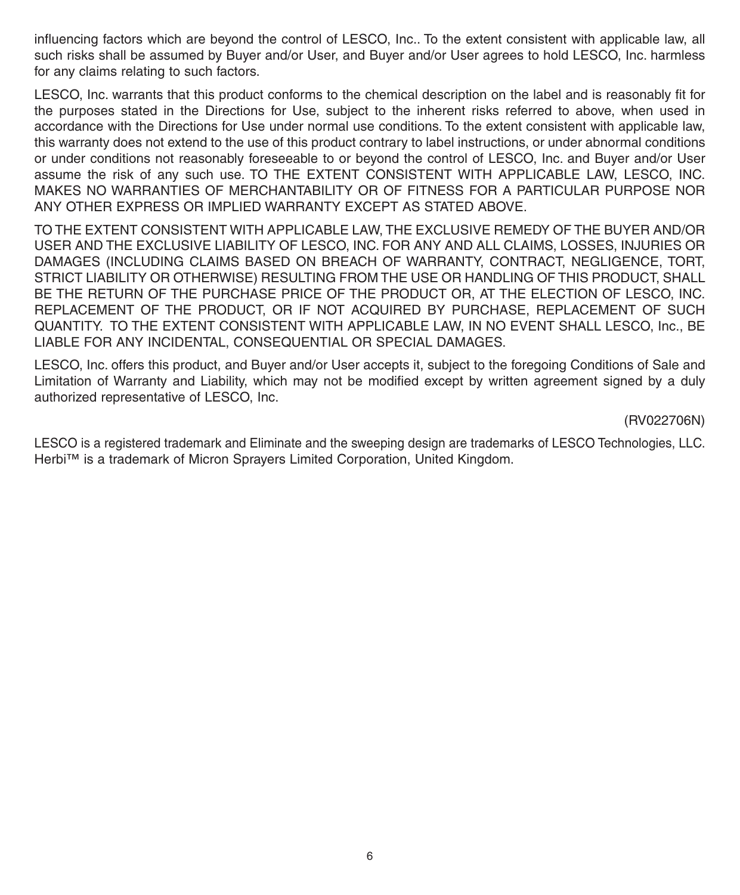influencing factors which are beyond the control of LESCO, Inc.. To the extent consistent with applicable law, all such risks shall be assumed by Buyer and/or User, and Buyer and/or User agrees to hold LESCO, Inc. harmless for any claims relating to such factors.

LESCO, Inc. warrants that this product conforms to the chemical description on the label and is reasonably fit for the purposes stated in the Directions for Use, subject to the inherent risks referred to above, when used in accordance with the Directions for Use under normal use conditions. To the extent consistent with applicable law, this warranty does not extend to the use of this product contrary to label instructions, or under abnormal conditions or under conditions not reasonably foreseeable to or beyond the control of LESCO, Inc. and Buyer and/or User assume the risk of any such use. TO THE EXTENT CONSISTENT WITH APPLICABLE LAW, LESCO, INC. MAKES NO WARRANTIES OF MERCHANTABILITY OR OF FITNESS FOR A PARTICULAR PURPOSE NOR ANY OTHER EXPRESS OR IMPLIED WARRANTY EXCEPT AS STATED ABOVE.

TO THE EXTENT CONSISTENT WITH APPLICABLE LAW, THE EXCLUSIVE REMEDY OF THE BUYER AND/OR USER AND THE EXCLUSIVE LIABILITY OF LESCO, INC. FOR ANY AND ALL CLAIMS, LOSSES, INJURIES OR DAMAGES (INCLUDING CLAIMS BASED ON BREACH OF WARRANTY, CONTRACT, NEGLIGENCE, TORT, STRICT LIABILITY OR OTHERWISE) RESULTING FROM THE USE OR HANDLING OF THIS PRODUCT, SHALL BE THE RETURN OF THE PURCHASE PRICE OF THE PRODUCT OR, AT THE ELECTION OF LESCO, INC. REPLACEMENT OF THE PRODUCT, OR IF NOT ACQUIRED BY PURCHASE, REPLACEMENT OF SUCH QUANTITY. TO THE EXTENT CONSISTENT WITH APPLICABLE LAW, IN NO EVENT SHALL LESCO, Inc., BE LIABLE FOR ANY INCIDENTAL, CONSEQUENTIAL OR SPECIAL DAMAGES.

LESCO, Inc. offers this product, and Buyer and/or User accepts it, subject to the foregoing Conditions of Sale and Limitation of Warranty and Liability, which may not be modified except by written agreement signed by a duly authorized representative of LESCO, Inc.

(RV022706N)

LESCO is a registered trademark and Eliminate and the sweeping design are trademarks of LESCO Technologies, LLC. Herbi™ is a trademark of Micron Sprayers Limited Corporation, United Kingdom.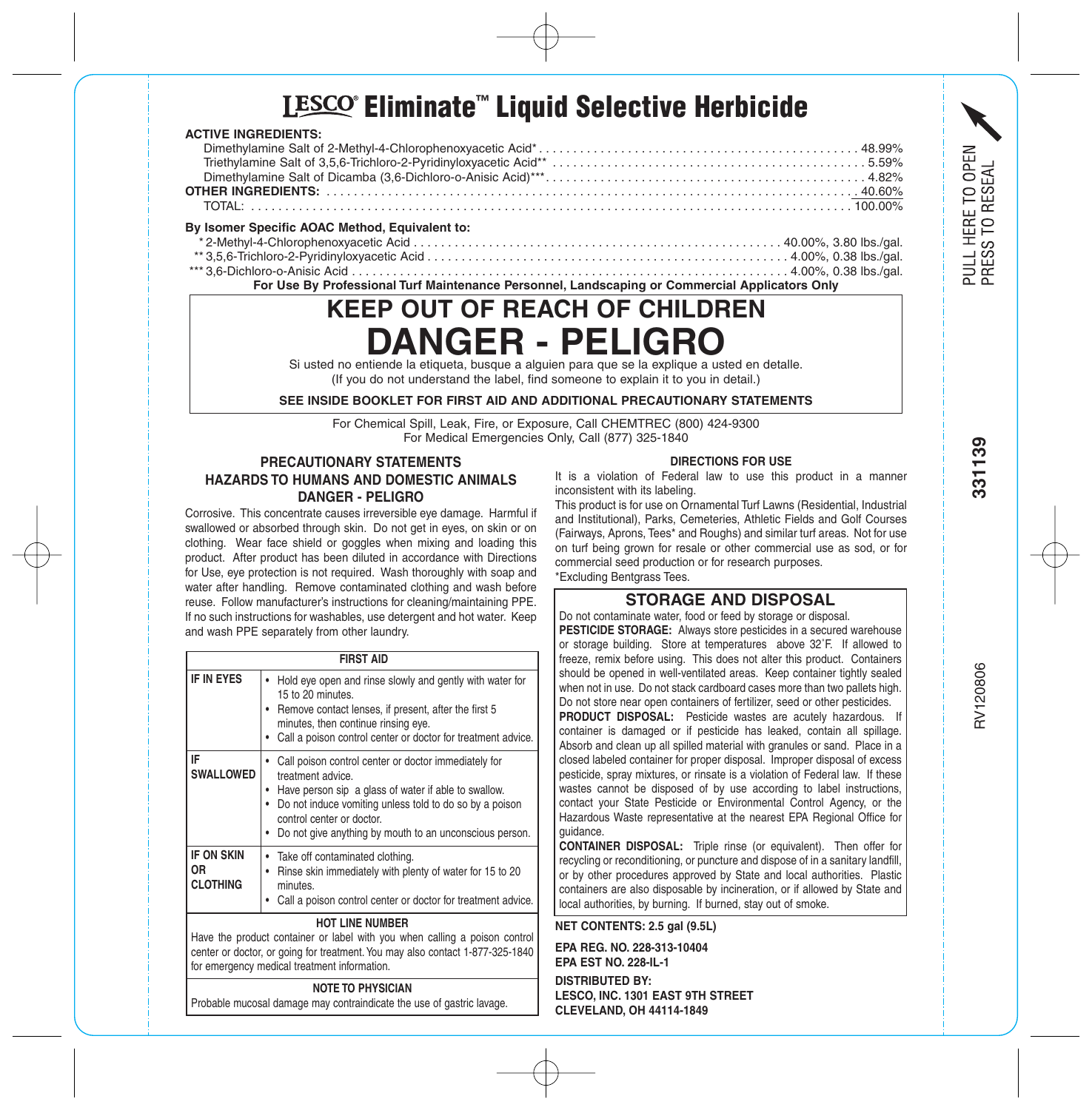# LESCO® Eliminate™ Liquid Selective Herbicide

**ACTIVE INGREDIENTS:**

| | |
|---|---|
| Dimethylamine Salt of 2-Methyl-4-Chlorophenoxyacetic Acid* | 48.99% |
| Triethylamine Salt of 3,5,6-Trichloro-2-Pyridinyloxyacetic Acid** | 5.59% |
| Dimethylamine Salt of Dicamba (3,6-Dichloro-o-Anisic Acid)*** | 4.82% |
| **OTHER INGREDIENTS:** | 40.60% |
| TOTAL: | 100.00% |

**By Isomer Specific AOAC Method, Equivalent to:**

| | |
|---|---|
| * 2-Methyl-4-Chlorophenoxyacetic Acid | 40.00%, 3.80 lbs./gal. |
| ** 3,5,6-Trichloro-2-Pyridinyloxyacetic Acid | 4.00%, 0.38 lbs./gal. |
| *** 3,6-Dichloro-o-Anisic Acid | 4.00%, 0.38 lbs./gal. |

**For Use By Professional Turf Maintenance Personnel, Landscaping or Commercial Applicators Only**

## KEEP OUT OF REACH OF CHILDREN

# DANGER - PELIGRO

Si usted no entiende la etiqueta, busque a alguien para que se la explique a usted en detalle.
(If you do not understand the label, find someone to explain it to you in detail.)

**SEE INSIDE BOOKLET FOR FIRST AID AND ADDITIONAL PRECAUTIONARY STATEMENTS**

For Chemical Spill, Leak, Fire, or Exposure, Call CHEMTREC (800) 424-9300
For Medical Emergencies Only, Call (877) 325-1840

## PRECAUTIONARY STATEMENTS

### HAZARDS TO HUMANS AND DOMESTIC ANIMALS

### DANGER - PELIGRO

Corrosive. This concentrate causes irreversible eye damage. Harmful if swallowed or absorbed through skin. Do not get in eyes, on skin or on clothing. Wear face shield or goggles when mixing and loading this product. After product has been diluted in accordance with Directions for Use, eye protection is not required. Wash thoroughly with soap and water after handling. Remove contaminated clothing and wash before reuse. Follow manufacturer's instructions for cleaning/maintaining PPE. If no such instructions for washables, use detergent and hot water. Keep and wash PPE separately from other laundry.

| FIRST AID | |
|---|---|
| **IF IN EYES** | • Hold eye open and rinse slowly and gently with water for 15 to 20 minutes.<br>• Remove contact lenses, if present, after the first 5 minutes, then continue rinsing eye.<br>• Call a poison control center or doctor for treatment advice. |
| **IF SWALLOWED** | • Call poison control center or doctor immediately for treatment advice.<br>• Have person sip a glass of water if able to swallow.<br>• Do not induce vomiting unless told to do so by a poison control center or doctor.<br>• Do not give anything by mouth to an unconscious person. |
| **IF ON SKIN OR CLOTHING** | • Take off contaminated clothing.<br>• Rinse skin immediately with plenty of water for 15 to 20 minutes.<br>• Call a poison control center or doctor for treatment advice. |

**HOT LINE NUMBER**

Have the product container or label with you when calling a poison control center or doctor, or going for treatment. You may also contact 1-877-325-1840 for emergency medical treatment information.

**NOTE TO PHYSICIAN**

Probable mucosal damage may contraindicate the use of gastric lavage.

## DIRECTIONS FOR USE

It is a violation of Federal law to use this product in a manner inconsistent with its labeling.

This product is for use on Ornamental Turf Lawns (Residential, Industrial and Institutional), Parks, Cemeteries, Athletic Fields and Golf Courses (Fairways, Aprons, Tees* and Roughs) and similar turf areas. Not for use on turf being grown for resale or other commercial use as sod, or for commercial seed production or for research purposes.

*Excluding Bentgrass Tees.

## STORAGE AND DISPOSAL

Do not contaminate water, food or feed by storage or disposal.

**PESTICIDE STORAGE:** Always store pesticides in a secured warehouse or storage building. Store at temperatures above 32˚F. If allowed to freeze, remix before using. This does not alter this product. Containers should be opened in well-ventilated areas. Keep container tightly sealed when not in use. Do not stack cardboard cases more than two pallets high. Do not store near open containers of fertilizer, seed or other pesticides.

**PRODUCT DISPOSAL:** Pesticide wastes are acutely hazardous. If container is damaged or if pesticide has leaked, contain all spillage. Absorb and clean up all spilled material with granules or sand. Place in a closed labeled container for proper disposal. Improper disposal of excess pesticide, spray mixtures, or rinsate is a violation of Federal law. If these wastes cannot be disposed of by use according to label instructions, contact your State Pesticide or Environmental Control Agency, or the Hazardous Waste representative at the nearest EPA Regional Office for guidance.

**CONTAINER DISPOSAL:** Triple rinse (or equivalent). Then offer for recycling or reconditioning, or puncture and dispose of in a sanitary landfill, or by other procedures approved by State and local authorities. Plastic containers are also disposable by incineration, or if allowed by State and local authorities, by burning. If burned, stay out of smoke.

**NET CONTENTS: 2.5 gal (9.5L)**

**EPA REG. NO. 228-313-10404**
**EPA EST NO. 228-IL-1**

**DISTRIBUTED BY:**
**LESCO, INC. 1301 EAST 9TH STREET**
**CLEVELAND, OH 44114-1849**

PULL HERE TO OPEN
PRESS TO RESEAL

331139

RV120806